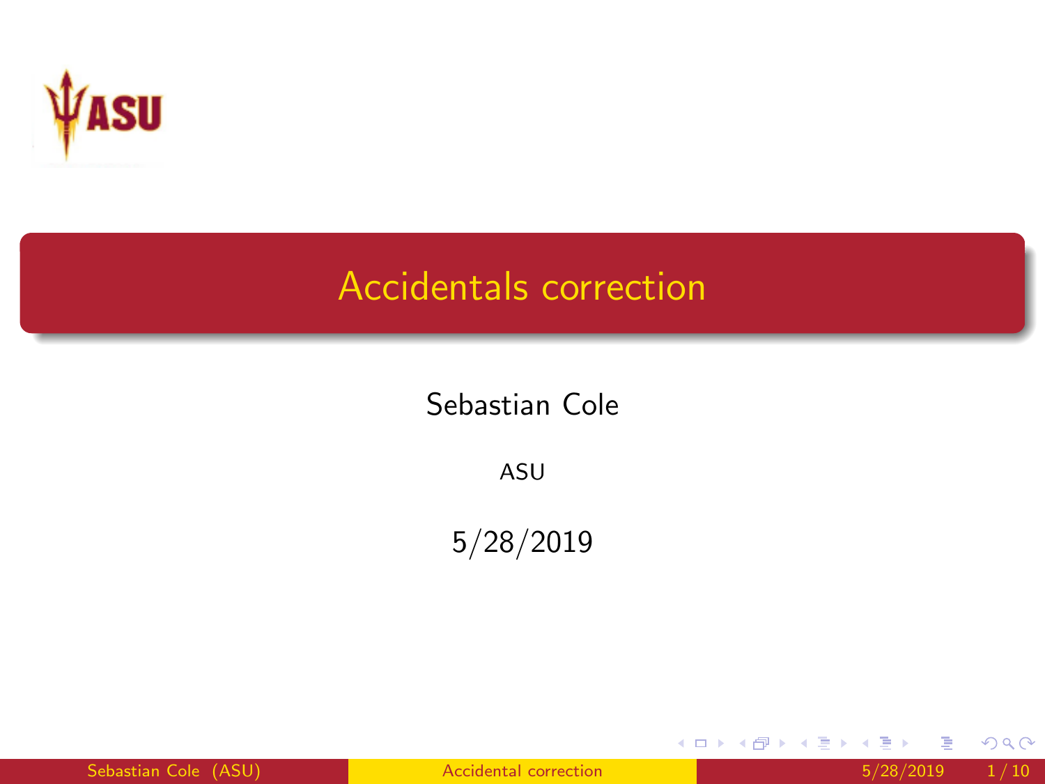# Accidentals correction

Sebastian Cole

ASU

5/28/2019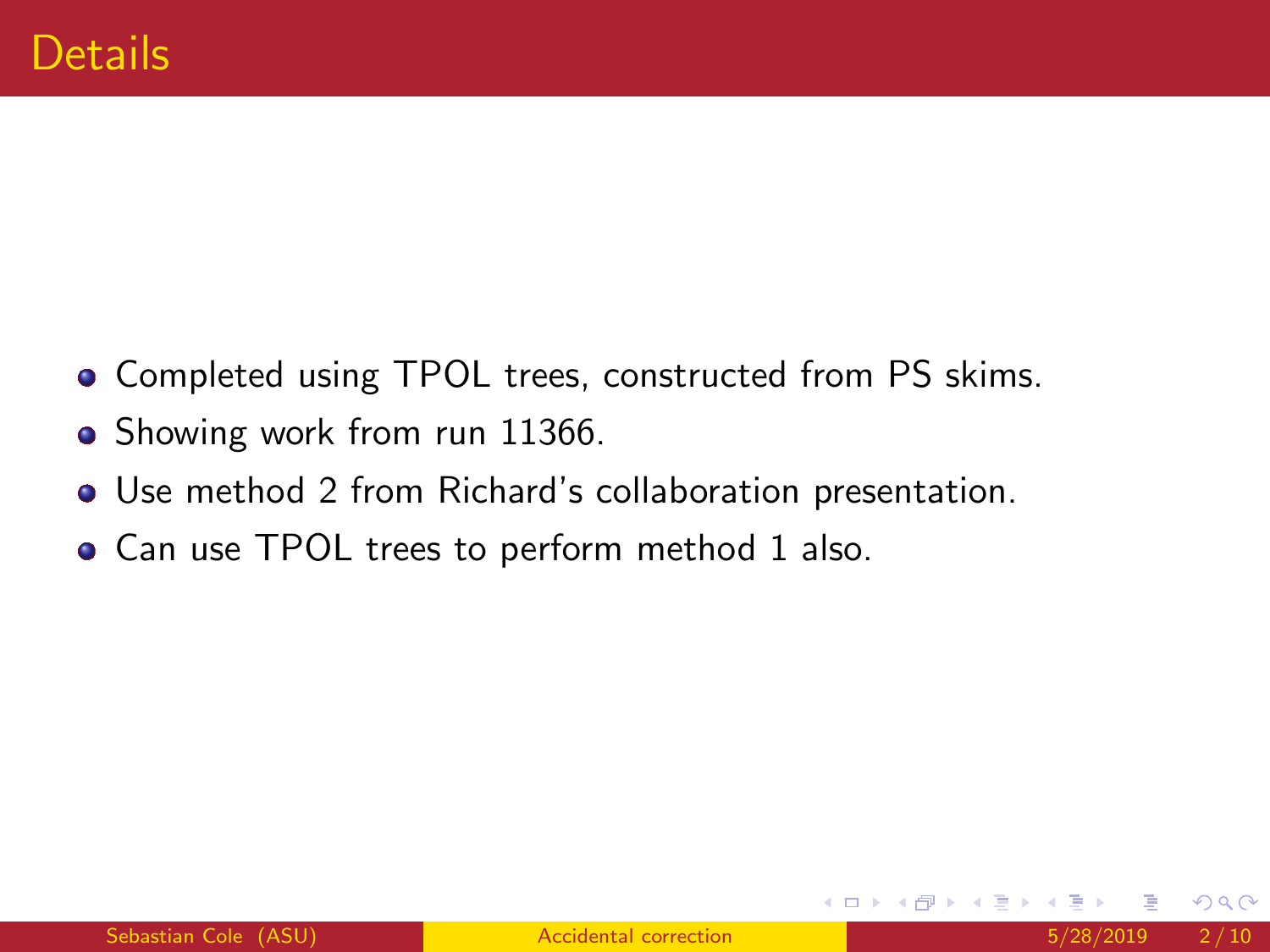# Details

- Completed using TPOL trees, constructed from PS skims.
- Showing work from run 11366.
- Use method 2 from Richard's collaboration presentation.
- Can use TPOL trees to perform method 1 also.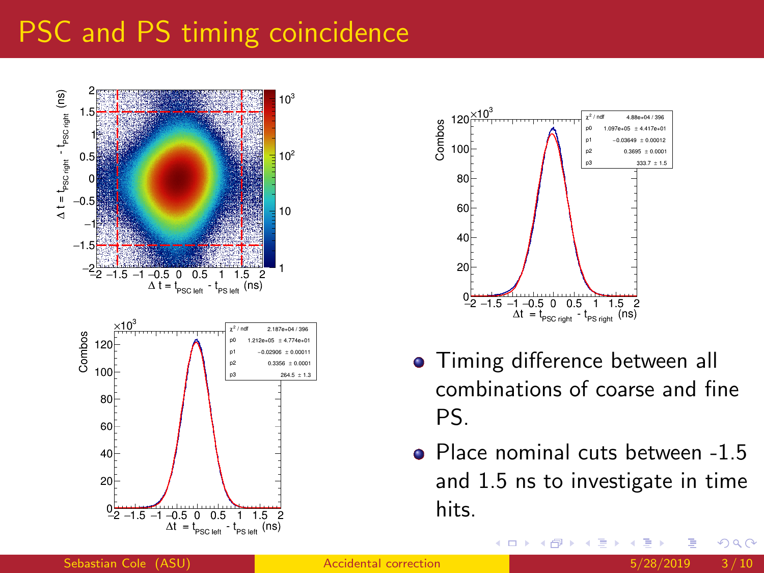# PSC and PS timing coincidence

- Timing difference between all combinations of coarse and fine PS.
- Place nominal cuts between -1.5 and 1.5 ns to investigate in time hits.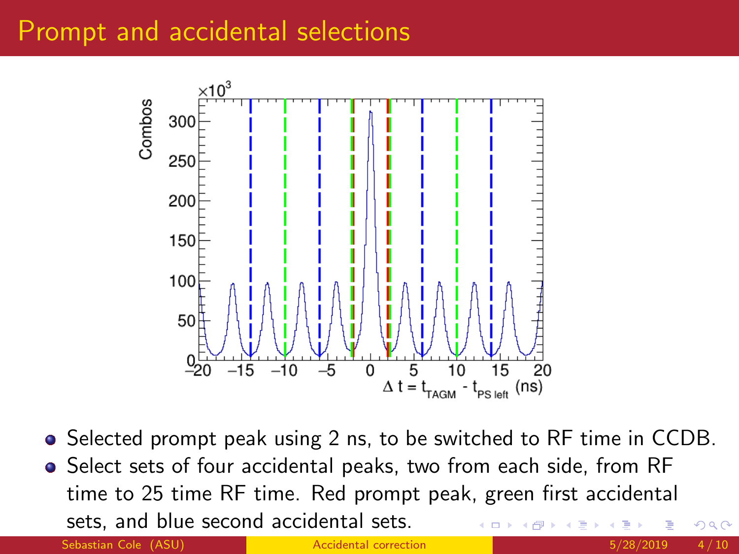# Prompt and accidental selections

- Selected prompt peak using 2 ns, to be switched to RF time in CCDB.
- Select sets of four accidental peaks, two from each side, from RF time to 25 time RF time. Red prompt peak, green first accidental sets, and blue second accidental sets.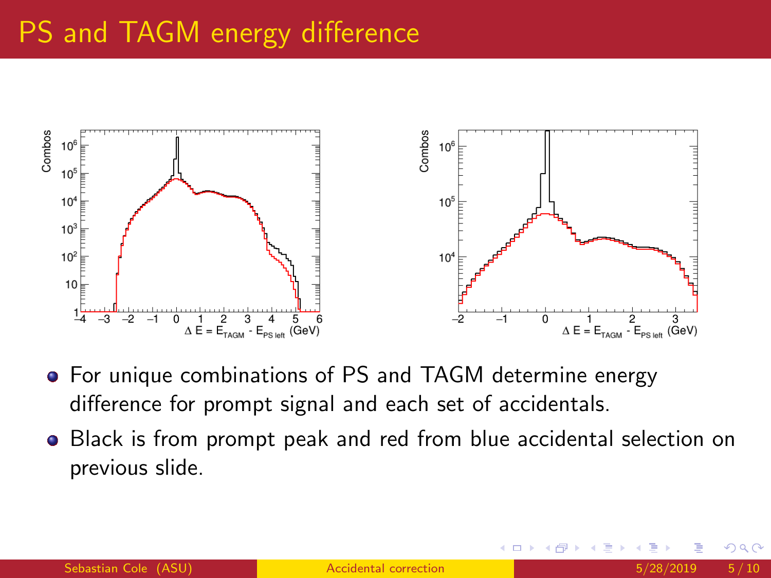# PS and TAGM energy difference

- For unique combinations of PS and TAGM determine energy difference for prompt signal and each set of accidentals.
- Black is from prompt peak and red from blue accidental selection on previous slide.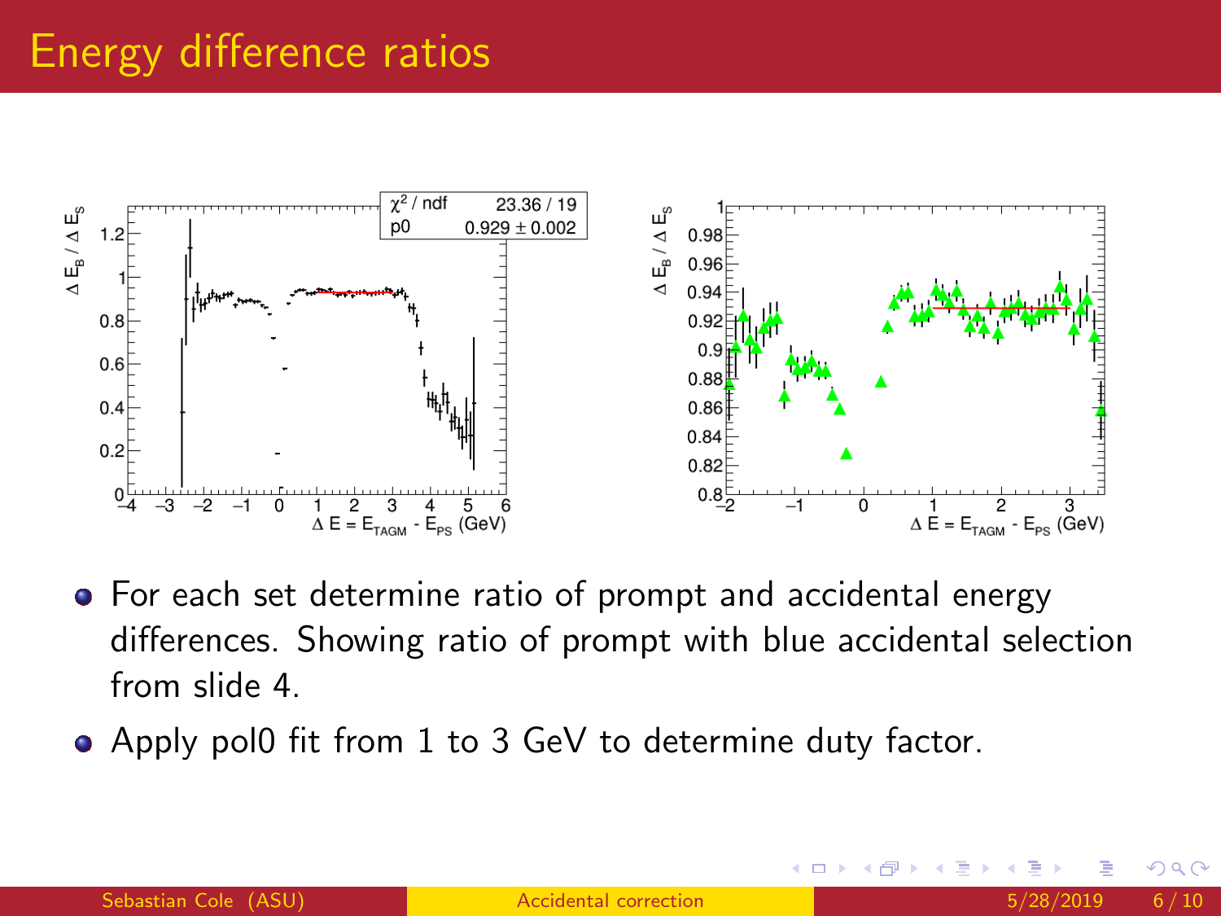# Energy difference ratios

- For each set determine ratio of prompt and accidental energy differences. Showing ratio of prompt with blue accidental selection from slide 4.
- Apply pol0 fit from 1 to 3 GeV to determine duty factor.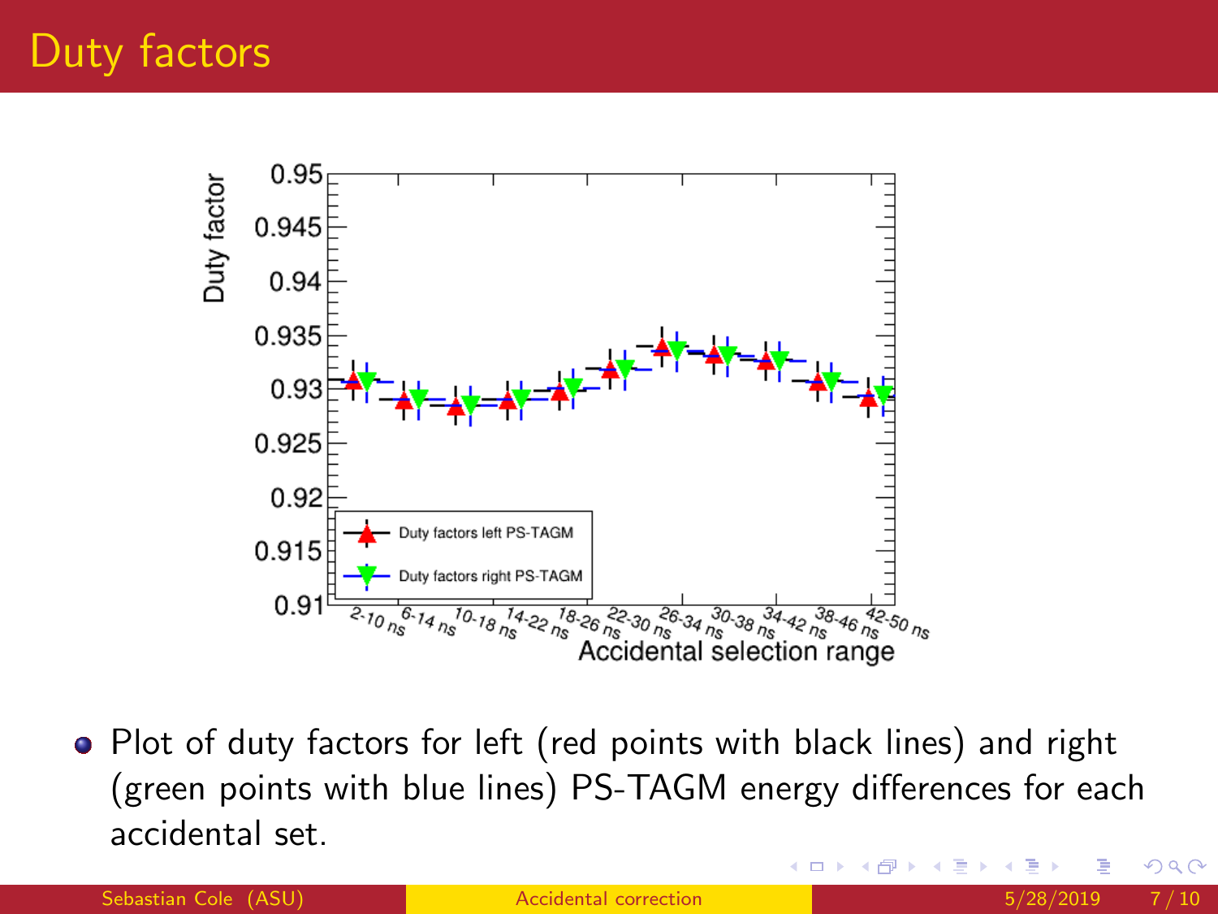# Duty factors

- Plot of duty factors for left (red points with black lines) and right (green points with blue lines) PS-TAGM energy differences for each accidental set.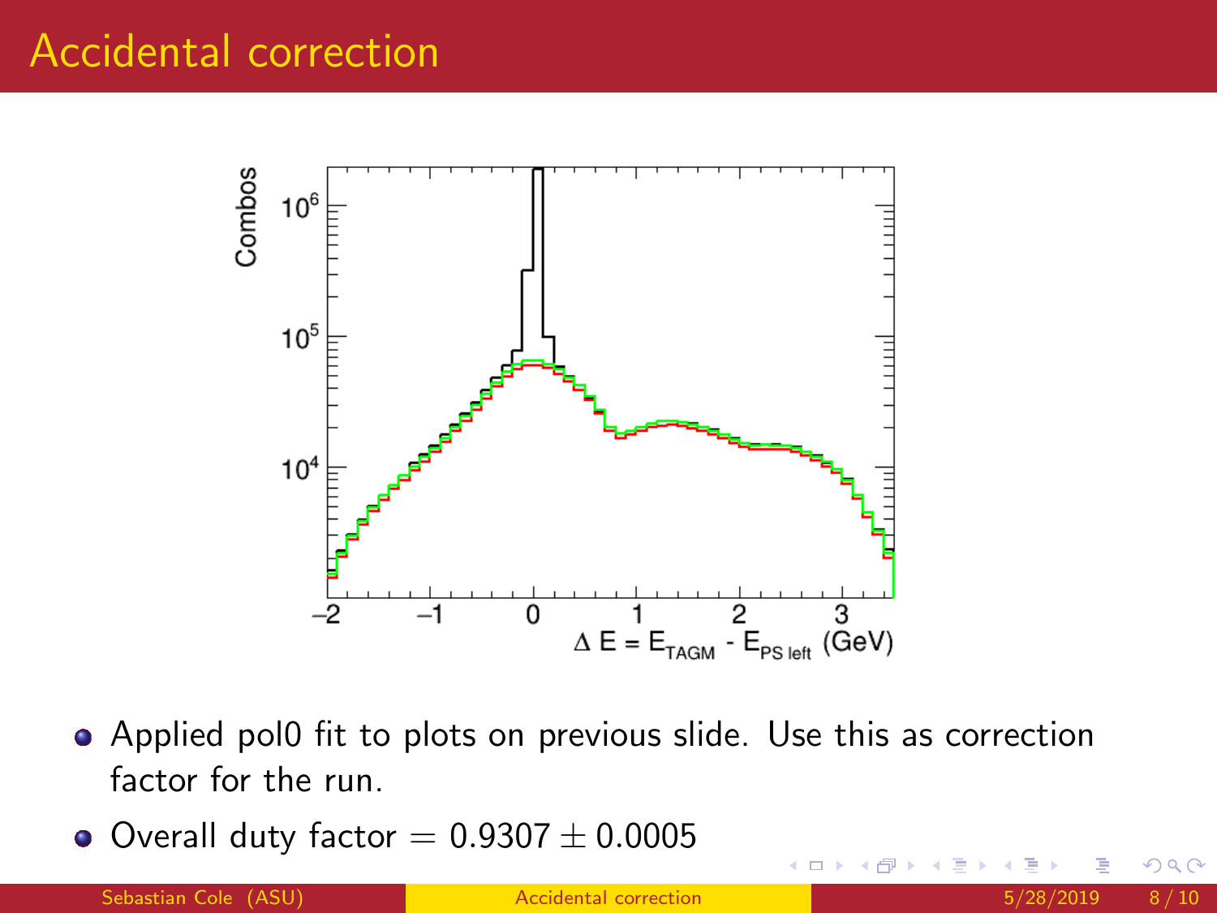# Accidental correction

- Applied pol0 fit to plots on previous slide. Use this as correction factor for the run.
- Overall duty factor $= 0.9307 \pm 0.0005$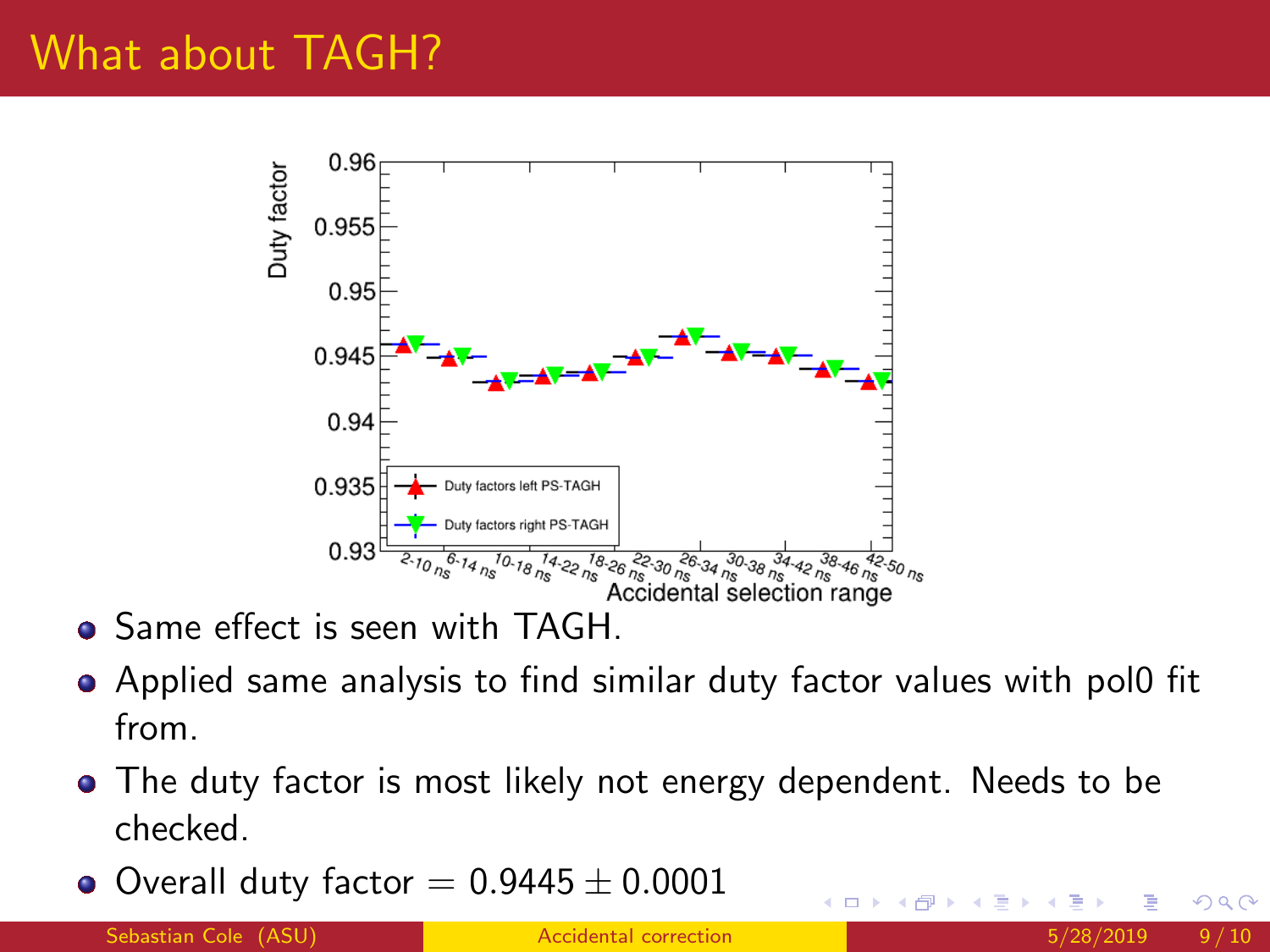# What about TAGH?

- Same effect is seen with TAGH.
- Applied same analysis to find similar duty factor values with pol0 fit from.
- The duty factor is most likely not energy dependent. Needs to be checked.
- Overall duty factor $= 0.9445 \pm 0.0001$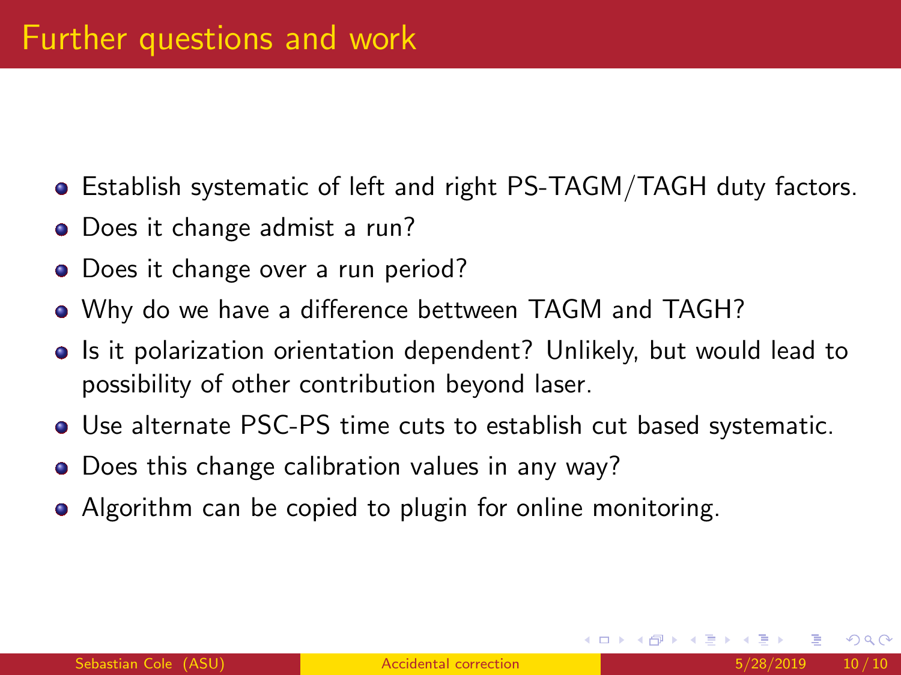# Further questions and work

- Establish systematic of left and right PS-TAGM/TAGH duty factors.
- Does it change admist a run?
- Does it change over a run period?
- Why do we have a difference bettween TAGM and TAGH?
- Is it polarization orientation dependent? Unlikely, but would lead to possibility of other contribution beyond laser.
- Use alternate PSC-PS time cuts to establish cut based systematic.
- Does this change calibration values in any way?
- Algorithm can be copied to plugin for online monitoring.